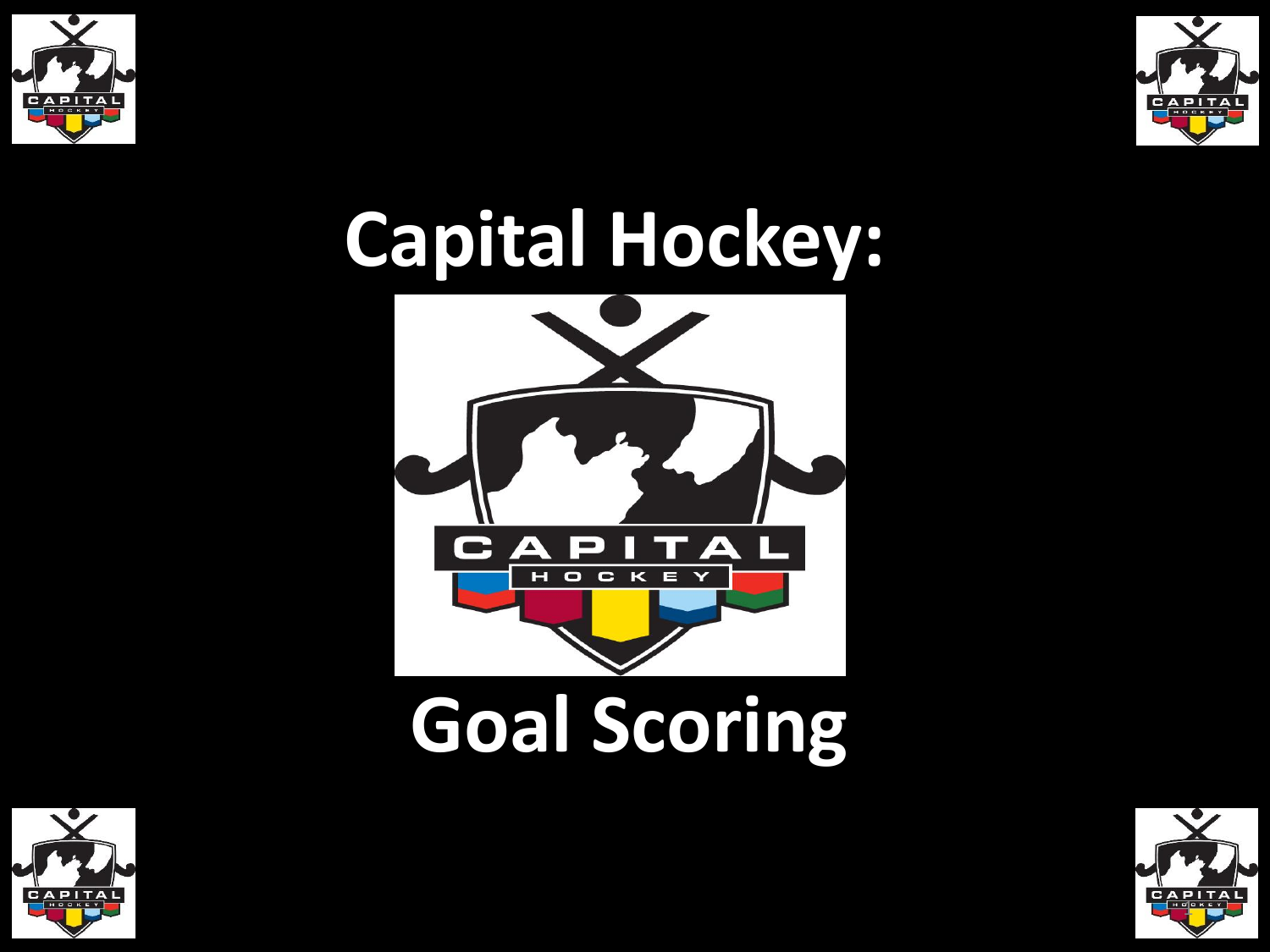# Capital Hockey:

# Goal Scoring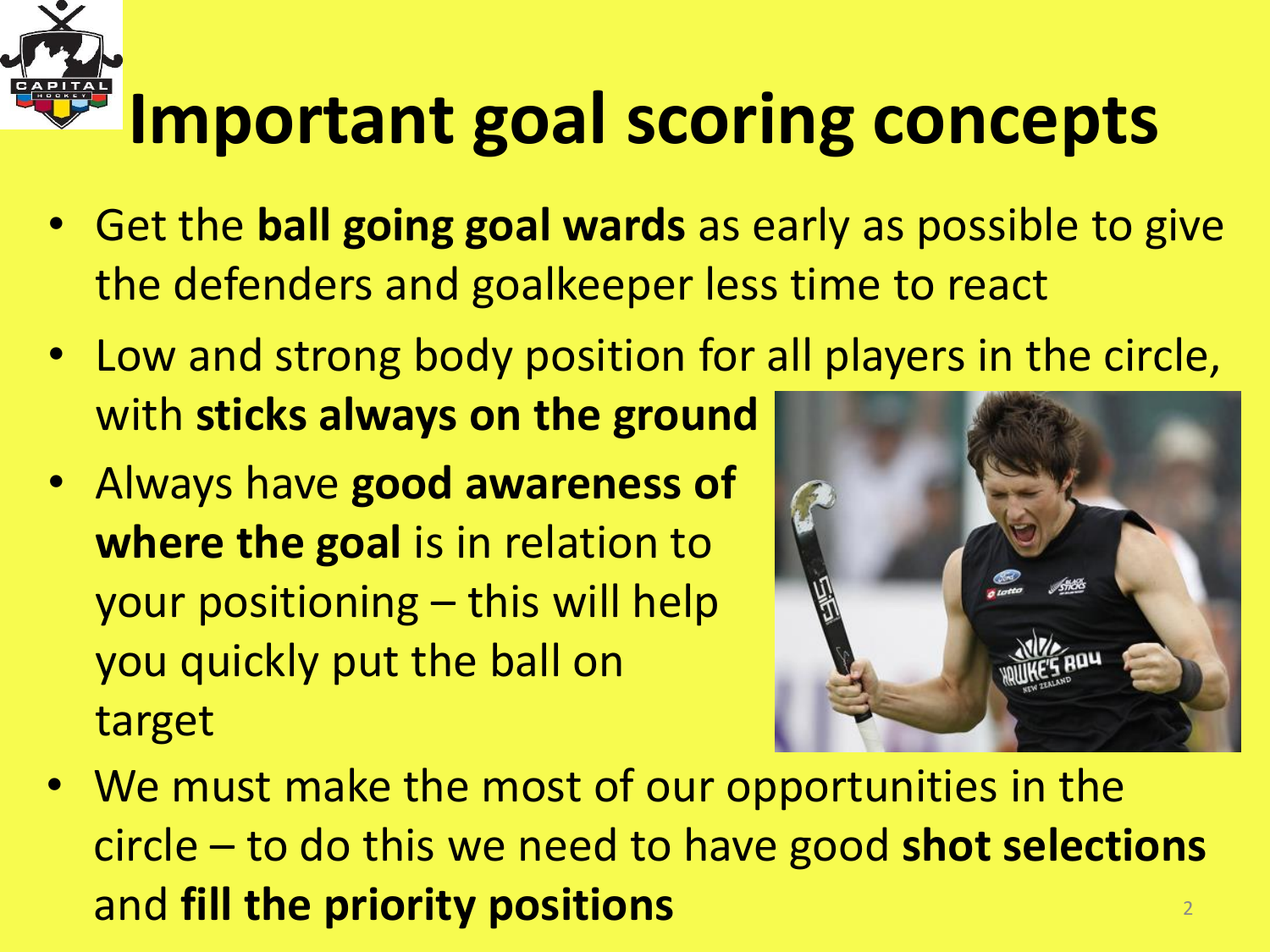# Important goal scoring concepts

- Get the **ball going goal wards** as early as possible to give the defenders and goalkeeper less time to react
- Low and strong body position for all players in the circle, with **sticks always on the ground**
- Always have **good awareness of where the goal** is in relation to your positioning – this will help you quickly put the ball on target
- We must make the most of our opportunities in the circle – to do this we need to have good **shot selections** and **fill the priority positions**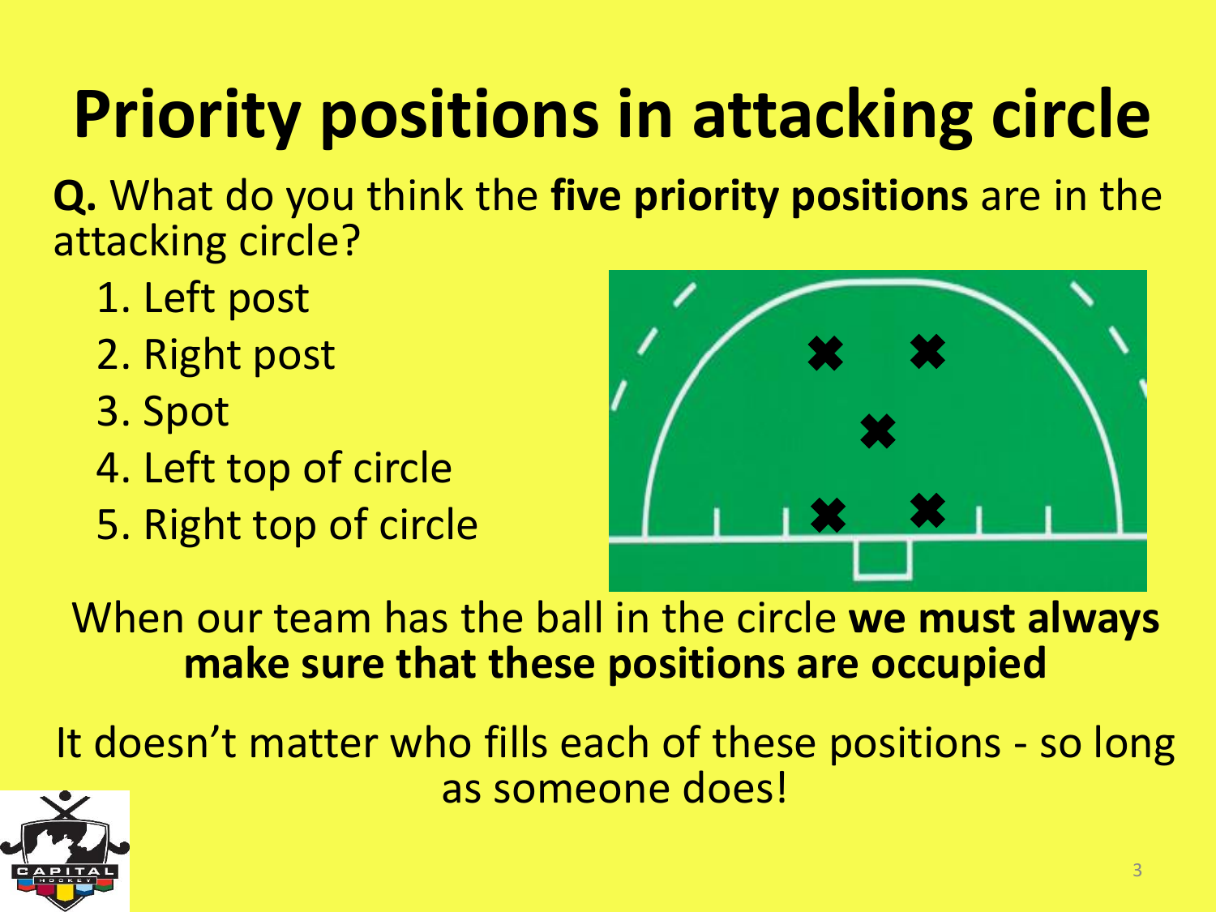# Priority positions in attacking circle

**Q.** What do you think the **five priority positions** are in the attacking circle?

1. Left post
2. Right post
3. Spot
4. Left top of circle
5. Right top of circle

When our team has the ball in the circle **we must always make sure that these positions are occupied**

It doesn't matter who fills each of these positions - so long as someone does!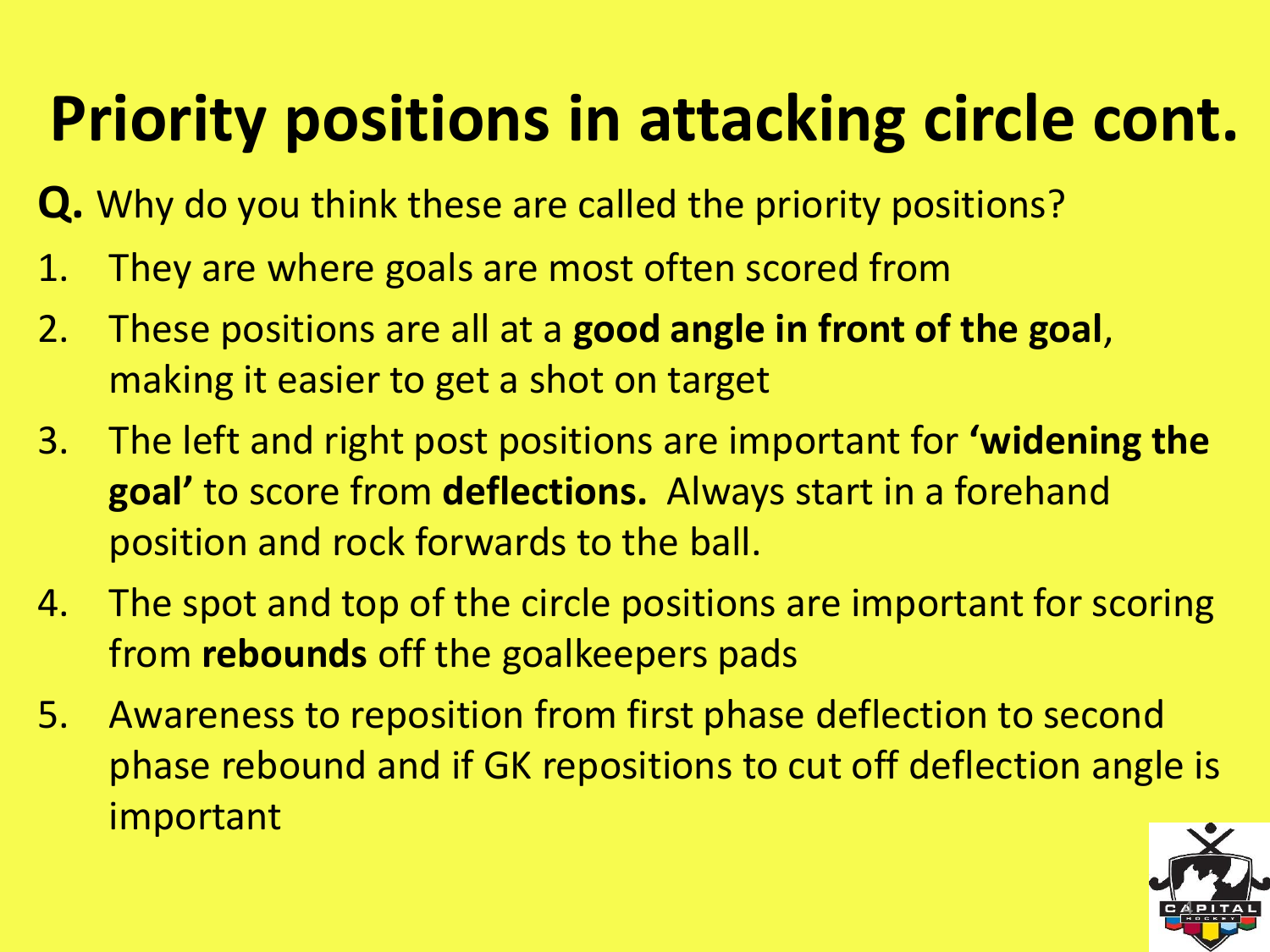# Priority positions in attacking circle cont.

**Q.** Why do you think these are called the priority positions?

1. They are where goals are most often scored from
2. These positions are all at a **good angle in front of the goal**, making it easier to get a shot on target
3. The left and right post positions are important for **'widening the goal'** to score from **deflections.** Always start in a forehand position and rock forwards to the ball.
4. The spot and top of the circle positions are important for scoring from **rebounds** off the goalkeepers pads
5. Awareness to reposition from first phase deflection to second phase rebound and if GK repositions to cut off deflection angle is important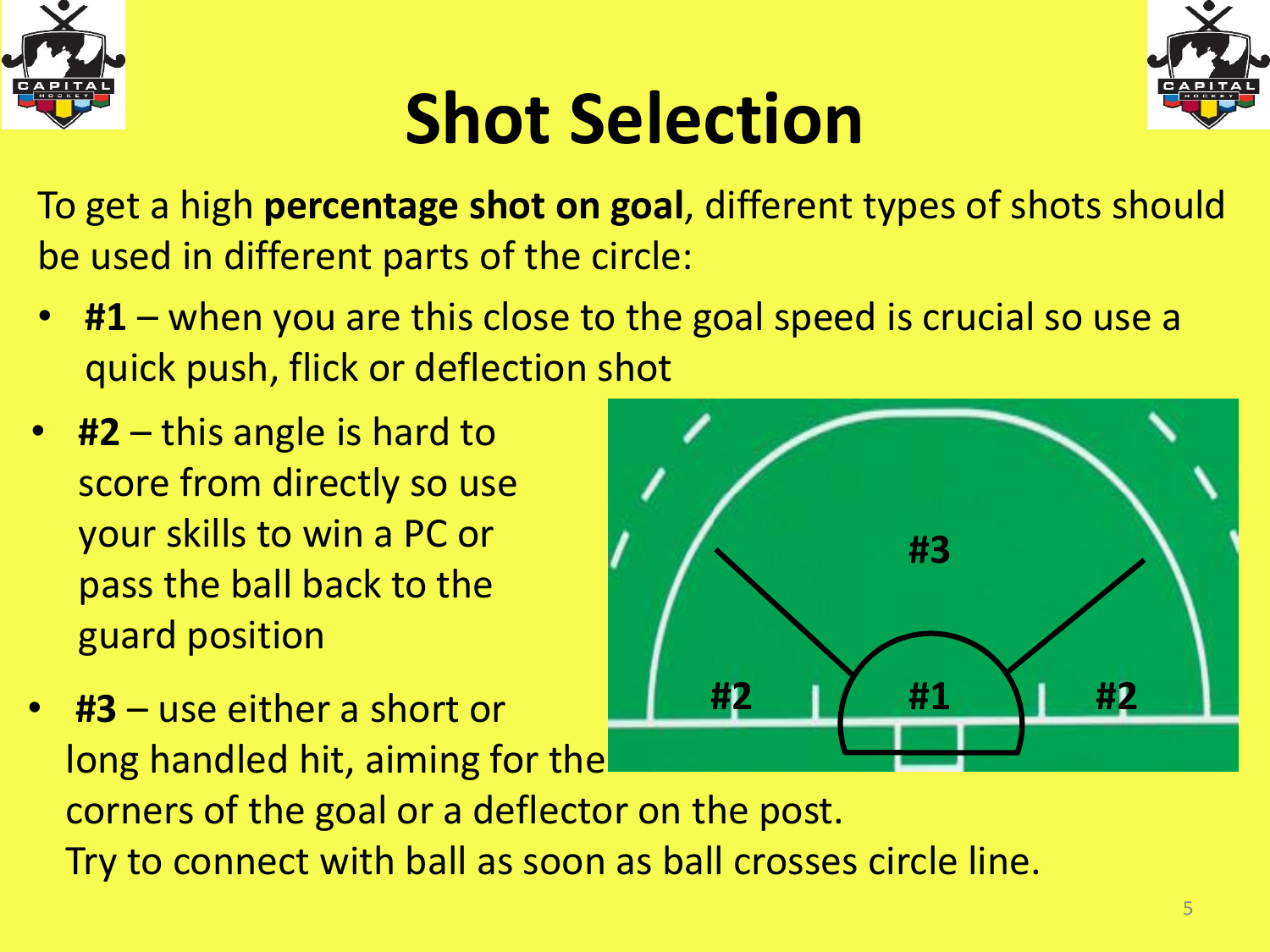# Shot Selection

To get a high **percentage shot on goal**, different types of shots should be used in different parts of the circle:

- **#1** – when you are this close to the goal speed is crucial so use a quick push, flick or deflection shot
- **#2** – this angle is hard to score from directly so use your skills to win a PC or pass the ball back to the guard position
- **#3** – use either a short or long handled hit, aiming for the corners of the goal or a deflector on the post.
  Try to connect with ball as soon as ball crosses circle line.

#3

#2

#1

#2